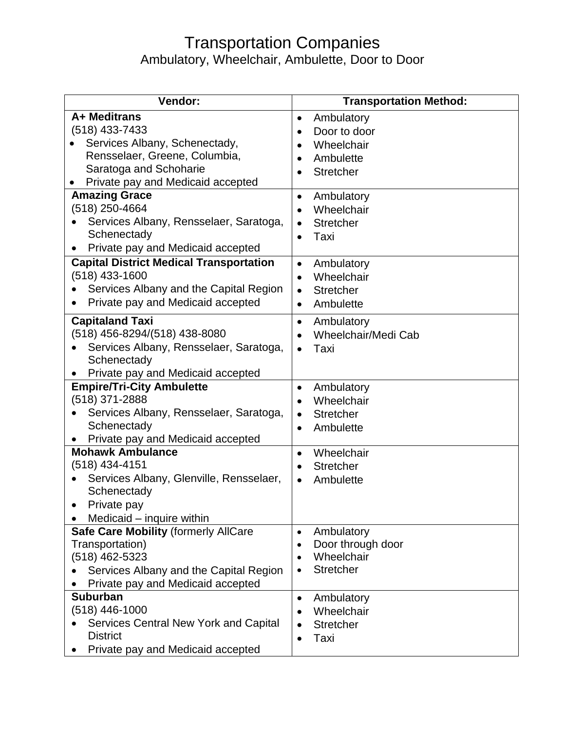# Transportation Companies

## Ambulatory, Wheelchair, Ambulette, Door to Door

| Vendor: | Transportation Method: |
|---|---|
| **A+ Meditrans**<br>(518) 433-7433<br>• Services Albany, Schenectady, Rensselaer, Greene, Columbia, Saratoga and Schoharie<br>• Private pay and Medicaid accepted | • Ambulatory<br>• Door to door<br>• Wheelchair<br>• Ambulette<br>• Stretcher |
| **Amazing Grace**<br>(518) 250-4664<br>• Services Albany, Rensselaer, Saratoga, Schenectady<br>• Private pay and Medicaid accepted | • Ambulatory<br>• Wheelchair<br>• Stretcher<br>• Taxi |
| **Capital District Medical Transportation**<br>(518) 433-1600<br>• Services Albany and the Capital Region<br>• Private pay and Medicaid accepted | • Ambulatory<br>• Wheelchair<br>• Stretcher<br>• Ambulette |
| **Capitaland Taxi**<br>(518) 456-8294/(518) 438-8080<br>• Services Albany, Rensselaer, Saratoga, Schenectady<br>• Private pay and Medicaid accepted | • Ambulatory<br>• Wheelchair/Medi Cab<br>• Taxi |
| **Empire/Tri-City Ambulette**<br>(518) 371-2888<br>• Services Albany, Rensselaer, Saratoga, Schenectady<br>• Private pay and Medicaid accepted | • Ambulatory<br>• Wheelchair<br>• Stretcher<br>• Ambulette |
| **Mohawk Ambulance**<br>(518) 434-4151<br>• Services Albany, Glenville, Rensselaer, Schenectady<br>• Private pay<br>• Medicaid – inquire within | • Wheelchair<br>• Stretcher<br>• Ambulette |
| **Safe Care Mobility** (formerly AllCare Transportation)<br>(518) 462-5323<br>• Services Albany and the Capital Region<br>• Private pay and Medicaid accepted | • Ambulatory<br>• Door through door<br>• Wheelchair<br>• Stretcher |
| **Suburban**<br>(518) 446-1000<br>• Services Central New York and Capital District<br>• Private pay and Medicaid accepted | • Ambulatory<br>• Wheelchair<br>• Stretcher<br>• Taxi |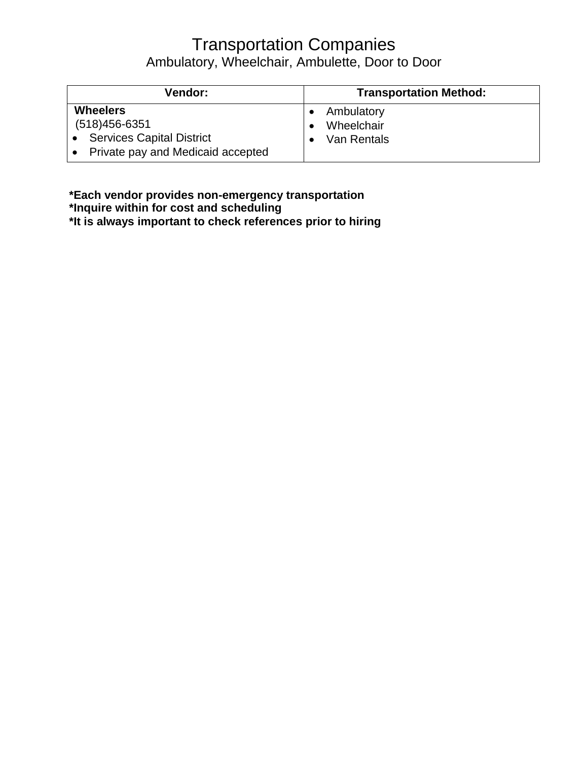# Transportation Companies

## Ambulatory, Wheelchair, Ambulette, Door to Door

| Vendor: | Transportation Method: |
|---|---|
| **Wheelers**<br>(518)456-6351<br>• Services Capital District<br>• Private pay and Medicaid accepted | • Ambulatory<br>• Wheelchair<br>• Van Rentals |

**\*Each vendor provides non-emergency transportation**
**\*Inquire within for cost and scheduling**
**\*It is always important to check references prior to hiring**